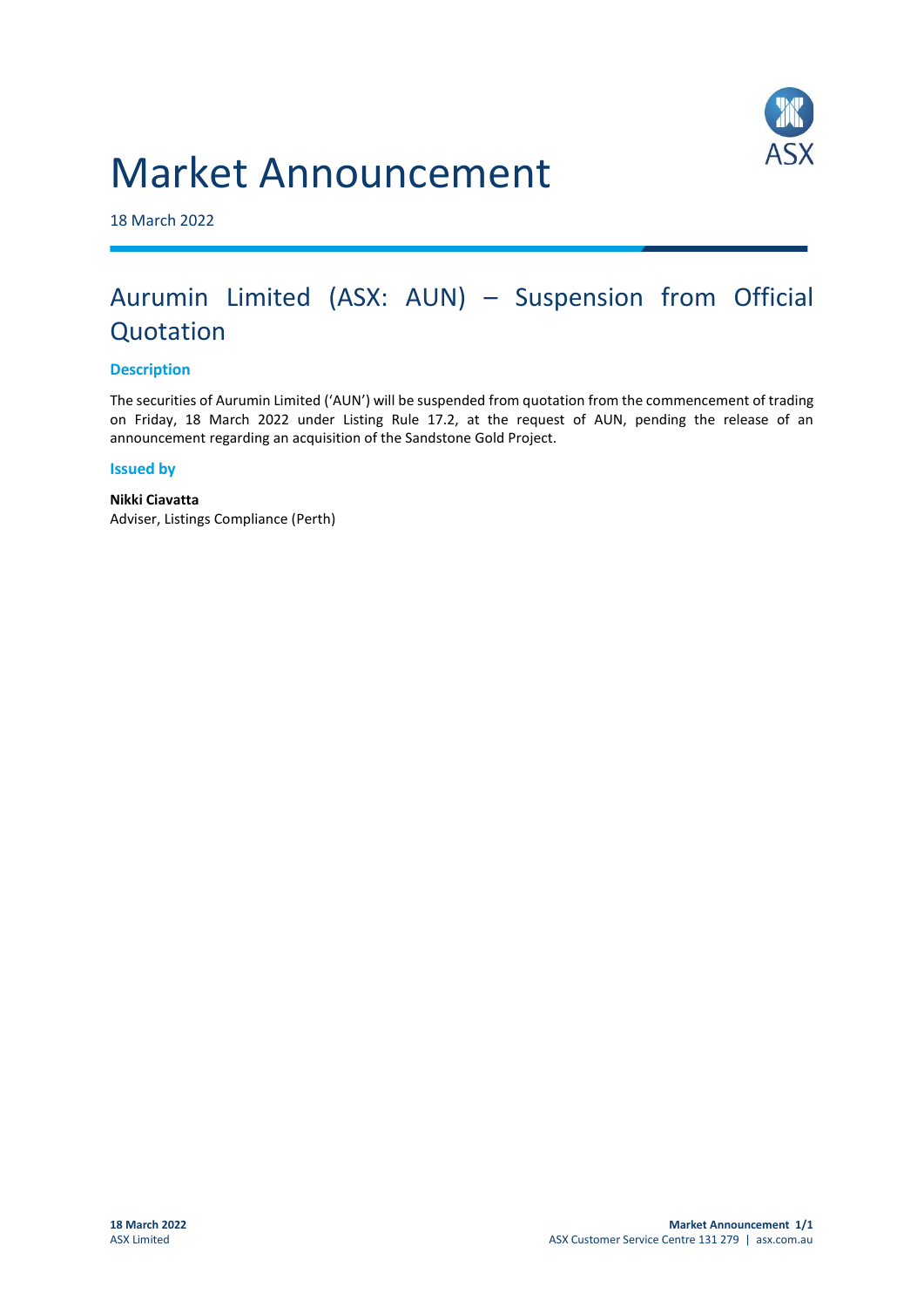# Market Announcement

18 March 2022

## Aurumin Limited (ASX: AUN) – Suspension from Official Quotation

### Description

The securities of Aurumin Limited ('AUN') will be suspended from quotation from the commencement of trading on Friday, 18 March 2022 under Listing Rule 17.2, at the request of AUN, pending the release of an announcement regarding an acquisition of the Sandstone Gold Project.

### Issued by

**Nikki Ciavatta**
Adviser, Listings Compliance (Perth)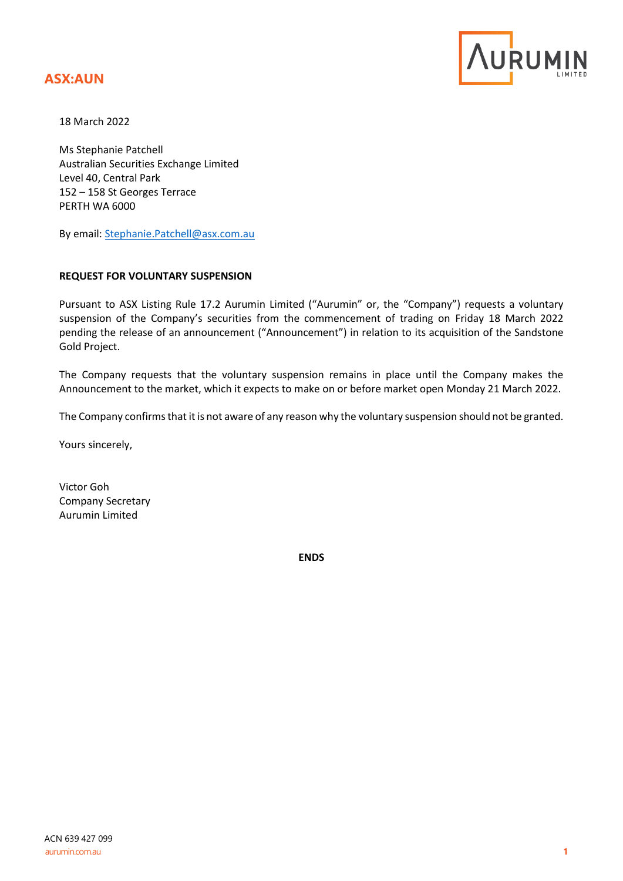ASX:AUN

18 March 2022

Ms Stephanie Patchell
Australian Securities Exchange Limited
Level 40, Central Park
152 – 158 St Georges Terrace
PERTH WA 6000

By email: Stephanie.Patchell@asx.com.au

**REQUEST FOR VOLUNTARY SUSPENSION**

Pursuant to ASX Listing Rule 17.2 Aurumin Limited ("Aurumin" or, the "Company") requests a voluntary suspension of the Company's securities from the commencement of trading on Friday 18 March 2022 pending the release of an announcement ("Announcement") in relation to its acquisition of the Sandstone Gold Project.

The Company requests that the voluntary suspension remains in place until the Company makes the Announcement to the market, which it expects to make on or before market open Monday 21 March 2022.

The Company confirms that it is not aware of any reason why the voluntary suspension should not be granted.

Yours sincerely,

Victor Goh
Company Secretary
Aurumin Limited

**ENDS**

ACN 639 427 099
aurumin.com.au